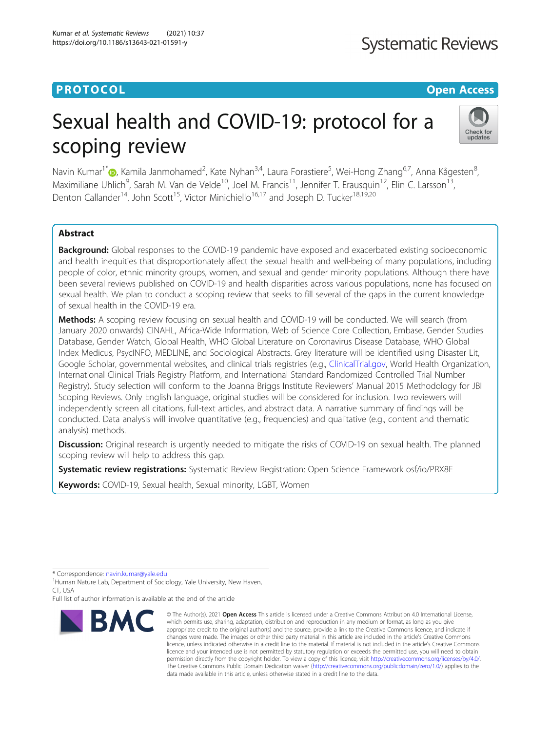PROTOCOL

Open Access

# Sexual health and COVID-19: protocol for a scoping review

Navin Kumar[1*], Kamila Janmohamed[2], Kate Nyhan[3,4], Laura Forastiere[5], Wei-Hong Zhang[6,7], Anna Kågesten[8], Maximiliane Uhlich[9], Sarah M. Van de Velde[10], Joel M. Francis[11], Jennifer T. Erausquin[12], Elin C. Larsson[13], Denton Callander[14], John Scott[15], Victor Minichiello[16,17] and Joseph D. Tucker[18,19,20]

## Abstract

**Background:** Global responses to the COVID-19 pandemic have exposed and exacerbated existing socioeconomic and health inequities that disproportionately affect the sexual health and well-being of many populations, including people of color, ethnic minority groups, women, and sexual and gender minority populations. Although there have been several reviews published on COVID-19 and health disparities across various populations, none has focused on sexual health. We plan to conduct a scoping review that seeks to fill several of the gaps in the current knowledge of sexual health in the COVID-19 era.

**Methods:** A scoping review focusing on sexual health and COVID-19 will be conducted. We will search (from January 2020 onwards) CINAHL, Africa-Wide Information, Web of Science Core Collection, Embase, Gender Studies Database, Gender Watch, Global Health, WHO Global Literature on Coronavirus Disease Database, WHO Global Index Medicus, PsycINFO, MEDLINE, and Sociological Abstracts. Grey literature will be identified using Disaster Lit, Google Scholar, governmental websites, and clinical trials registries (e.g., ClinicalTrial.gov, World Health Organization, International Clinical Trials Registry Platform, and International Standard Randomized Controlled Trial Number Registry). Study selection will conform to the Joanna Briggs Institute Reviewers' Manual 2015 Methodology for JBI Scoping Reviews. Only English language, original studies will be considered for inclusion. Two reviewers will independently screen all citations, full-text articles, and abstract data. A narrative summary of findings will be conducted. Data analysis will involve quantitative (e.g., frequencies) and qualitative (e.g., content and thematic analysis) methods.

**Discussion:** Original research is urgently needed to mitigate the risks of COVID-19 on sexual health. The planned scoping review will help to address this gap.

**Systematic review registrations:** Systematic Review Registration: Open Science Framework osf/io/PRX8E

**Keywords:** COVID-19, Sexual health, Sexual minority, LGBT, Women

\* Correspondence: navin.kumar@yale.edu

[1]Human Nature Lab, Department of Sociology, Yale University, New Haven, CT, USA

Full list of author information is available at the end of the article

© The Author(s). 2021 **Open Access** This article is licensed under a Creative Commons Attribution 4.0 International License, which permits use, sharing, adaptation, distribution and reproduction in any medium or format, as long as you give appropriate credit to the original author(s) and the source, provide a link to the Creative Commons licence, and indicate if changes were made. The images or other third party material in this article are included in the article's Creative Commons licence, unless indicated otherwise in a credit line to the material. If material is not included in the article's Creative Commons licence and your intended use is not permitted by statutory regulation or exceeds the permitted use, you will need to obtain permission directly from the copyright holder. To view a copy of this licence, visit http://creativecommons.org/licenses/by/4.0/. The Creative Commons Public Domain Dedication waiver (http://creativecommons.org/publicdomain/zero/1.0/) applies to the data made available in this article, unless otherwise stated in a credit line to the data.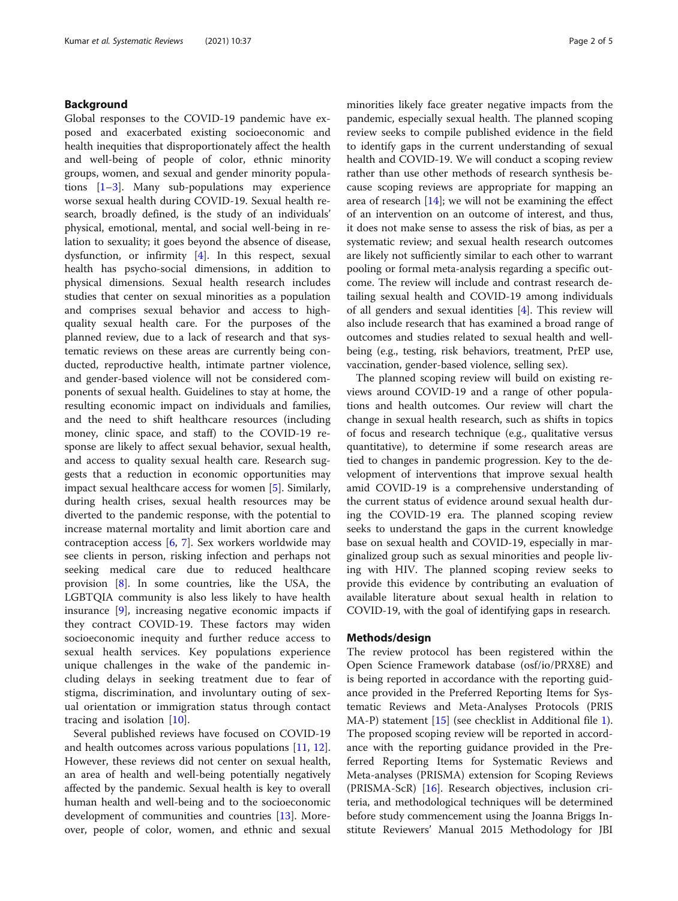## Background

Global responses to the COVID-19 pandemic have exposed and exacerbated existing socioeconomic and health inequities that disproportionately affect the health and well-being of people of color, ethnic minority groups, women, and sexual and gender minority populations [1–3]. Many sub-populations may experience worse sexual health during COVID-19. Sexual health research, broadly defined, is the study of an individuals' physical, emotional, mental, and social well-being in relation to sexuality; it goes beyond the absence of disease, dysfunction, or infirmity [4]. In this respect, sexual health has psycho-social dimensions, in addition to physical dimensions. Sexual health research includes studies that center on sexual minorities as a population and comprises sexual behavior and access to high-quality sexual health care. For the purposes of the planned review, due to a lack of research and that systematic reviews on these areas are currently being conducted, reproductive health, intimate partner violence, and gender-based violence will not be considered components of sexual health. Guidelines to stay at home, the resulting economic impact on individuals and families, and the need to shift healthcare resources (including money, clinic space, and staff) to the COVID-19 response are likely to affect sexual behavior, sexual health, and access to quality sexual health care. Research suggests that a reduction in economic opportunities may impact sexual healthcare access for women [5]. Similarly, during health crises, sexual health resources may be diverted to the pandemic response, with the potential to increase maternal mortality and limit abortion care and contraception access [6, 7]. Sex workers worldwide may see clients in person, risking infection and perhaps not seeking medical care due to reduced healthcare provision [8]. In some countries, like the USA, the LGBTQIA community is also less likely to have health insurance [9], increasing negative economic impacts if they contract COVID-19. These factors may widen socioeconomic inequity and further reduce access to sexual health services. Key populations experience unique challenges in the wake of the pandemic including delays in seeking treatment due to fear of stigma, discrimination, and involuntary outing of sexual orientation or immigration status through contact tracing and isolation [10].

Several published reviews have focused on COVID-19 and health outcomes across various populations [11, 12]. However, these reviews did not center on sexual health, an area of health and well-being potentially negatively affected by the pandemic. Sexual health is key to overall human health and well-being and to the socioeconomic development of communities and countries [13]. Moreover, people of color, women, and ethnic and sexual minorities likely face greater negative impacts from the pandemic, especially sexual health. The planned scoping review seeks to compile published evidence in the field to identify gaps in the current understanding of sexual health and COVID-19. We will conduct a scoping review rather than use other methods of research synthesis because scoping reviews are appropriate for mapping an area of research [14]; we will not be examining the effect of an intervention on an outcome of interest, and thus, it does not make sense to assess the risk of bias, as per a systematic review; and sexual health research outcomes are likely not sufficiently similar to each other to warrant pooling or formal meta-analysis regarding a specific outcome. The review will include and contrast research detailing sexual health and COVID-19 among individuals of all genders and sexual identities [4]. This review will also include research that has examined a broad range of outcomes and studies related to sexual health and well-being (e.g., testing, risk behaviors, treatment, PrEP use, vaccination, gender-based violence, selling sex).

The planned scoping review will build on existing reviews around COVID-19 and a range of other populations and health outcomes. Our review will chart the change in sexual health research, such as shifts in topics of focus and research technique (e.g., qualitative versus quantitative), to determine if some research areas are tied to changes in pandemic progression. Key to the development of interventions that improve sexual health amid COVID-19 is a comprehensive understanding of the current status of evidence around sexual health during the COVID-19 era. The planned scoping review seeks to understand the gaps in the current knowledge base on sexual health and COVID-19, especially in marginalized group such as sexual minorities and people living with HIV. The planned scoping review seeks to provide this evidence by contributing an evaluation of available literature about sexual health in relation to COVID-19, with the goal of identifying gaps in research.

## Methods/design

The review protocol has been registered within the Open Science Framework database (osf/io/PRX8E) and is being reported in accordance with the reporting guidance provided in the Preferred Reporting Items for Systematic Reviews and Meta-Analyses Protocols (PRISMA-P) statement [15] (see checklist in Additional file 1). The proposed scoping review will be reported in accordance with the reporting guidance provided in the Preferred Reporting Items for Systematic Reviews and Meta-analyses (PRISMA) extension for Scoping Reviews (PRISMA-ScR) [16]. Research objectives, inclusion criteria, and methodological techniques will be determined before study commencement using the Joanna Briggs Institute Reviewers' Manual 2015 Methodology for JBI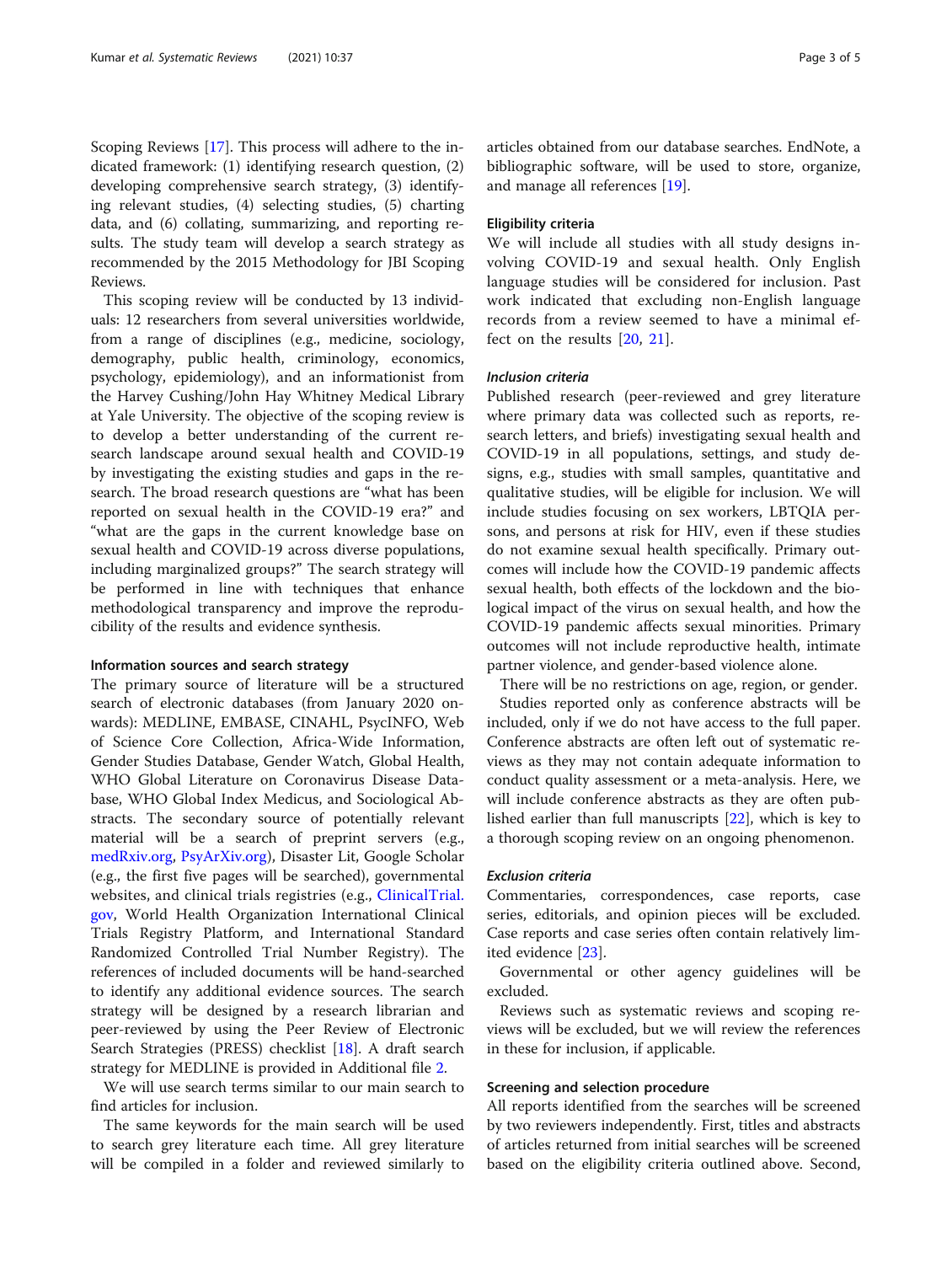Scoping Reviews [17]. This process will adhere to the indicated framework: (1) identifying research question, (2) developing comprehensive search strategy, (3) identifying relevant studies, (4) selecting studies, (5) charting data, and (6) collating, summarizing, and reporting results. The study team will develop a search strategy as recommended by the 2015 Methodology for JBI Scoping Reviews.

This scoping review will be conducted by 13 individuals: 12 researchers from several universities worldwide, from a range of disciplines (e.g., medicine, sociology, demography, public health, criminology, economics, psychology, epidemiology), and an informationist from the Harvey Cushing/John Hay Whitney Medical Library at Yale University. The objective of the scoping review is to develop a better understanding of the current research landscape around sexual health and COVID-19 by investigating the existing studies and gaps in the research. The broad research questions are "what has been reported on sexual health in the COVID-19 era?" and "what are the gaps in the current knowledge base on sexual health and COVID-19 across diverse populations, including marginalized groups?" The search strategy will be performed in line with techniques that enhance methodological transparency and improve the reproducibility of the results and evidence synthesis.

#### Information sources and search strategy

The primary source of literature will be a structured search of electronic databases (from January 2020 onwards): MEDLINE, EMBASE, CINAHL, PsycINFO, Web of Science Core Collection, Africa-Wide Information, Gender Studies Database, Gender Watch, Global Health, WHO Global Literature on Coronavirus Disease Database, WHO Global Index Medicus, and Sociological Abstracts. The secondary source of potentially relevant material will be a search of preprint servers (e.g., medRxiv.org, PsyArXiv.org), Disaster Lit, Google Scholar (e.g., the first five pages will be searched), governmental websites, and clinical trials registries (e.g., ClinicalTrial.gov, World Health Organization International Clinical Trials Registry Platform, and International Standard Randomized Controlled Trial Number Registry). The references of included documents will be hand-searched to identify any additional evidence sources. The search strategy will be designed by a research librarian and peer-reviewed by using the Peer Review of Electronic Search Strategies (PRESS) checklist [18]. A draft search strategy for MEDLINE is provided in Additional file 2.

We will use search terms similar to our main search to find articles for inclusion.

The same keywords for the main search will be used to search grey literature each time. All grey literature will be compiled in a folder and reviewed similarly to articles obtained from our database searches. EndNote, a bibliographic software, will be used to store, organize, and manage all references [19].

#### Eligibility criteria

We will include all studies with all study designs involving COVID-19 and sexual health. Only English language studies will be considered for inclusion. Past work indicated that excluding non-English language records from a review seemed to have a minimal effect on the results [20, 21].

##### *Inclusion criteria*

Published research (peer-reviewed and grey literature where primary data was collected such as reports, research letters, and briefs) investigating sexual health and COVID-19 in all populations, settings, and study designs, e.g., studies with small samples, quantitative and qualitative studies, will be eligible for inclusion. We will include studies focusing on sex workers, LBTQIA persons, and persons at risk for HIV, even if these studies do not examine sexual health specifically. Primary outcomes will include how the COVID-19 pandemic affects sexual health, both effects of the lockdown and the biological impact of the virus on sexual health, and how the COVID-19 pandemic affects sexual minorities. Primary outcomes will not include reproductive health, intimate partner violence, and gender-based violence alone.

There will be no restrictions on age, region, or gender.

Studies reported only as conference abstracts will be included, only if we do not have access to the full paper. Conference abstracts are often left out of systematic reviews as they may not contain adequate information to conduct quality assessment or a meta-analysis. Here, we will include conference abstracts as they are often published earlier than full manuscripts [22], which is key to a thorough scoping review on an ongoing phenomenon.

##### *Exclusion criteria*

Commentaries, correspondences, case reports, case series, editorials, and opinion pieces will be excluded. Case reports and case series often contain relatively limited evidence [23].

Governmental or other agency guidelines will be excluded.

Reviews such as systematic reviews and scoping reviews will be excluded, but we will review the references in these for inclusion, if applicable.

#### Screening and selection procedure

All reports identified from the searches will be screened by two reviewers independently. First, titles and abstracts of articles returned from initial searches will be screened based on the eligibility criteria outlined above. Second,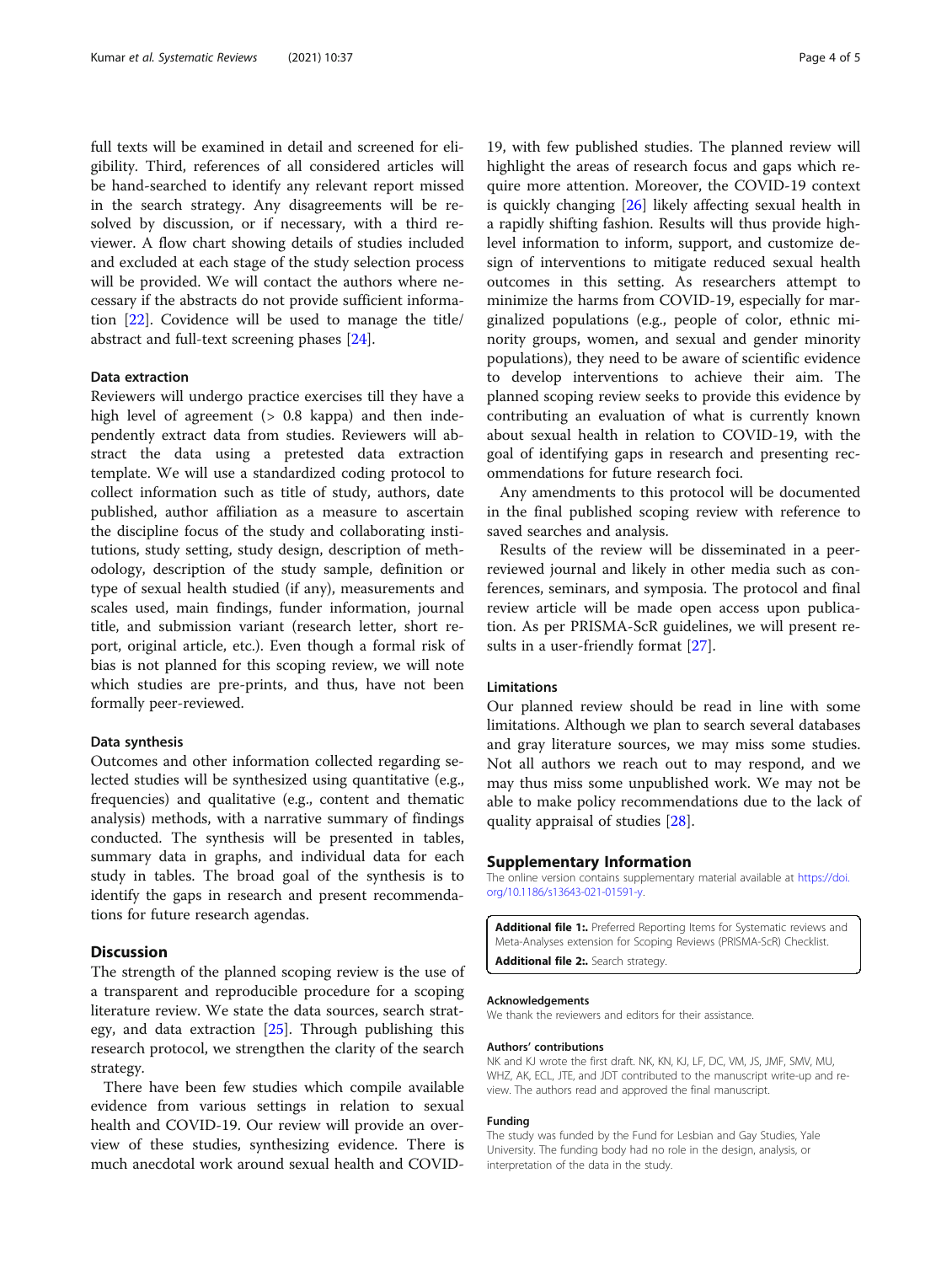full texts will be examined in detail and screened for eligibility. Third, references of all considered articles will be hand-searched to identify any relevant report missed in the search strategy. Any disagreements will be resolved by discussion, or if necessary, with a third reviewer. A flow chart showing details of studies included and excluded at each stage of the study selection process will be provided. We will contact the authors where necessary if the abstracts do not provide sufficient information [22]. Covidence will be used to manage the title/abstract and full-text screening phases [24].

### Data extraction

Reviewers will undergo practice exercises till they have a high level of agreement (> 0.8 kappa) and then independently extract data from studies. Reviewers will abstract the data using a pretested data extraction template. We will use a standardized coding protocol to collect information such as title of study, authors, date published, author affiliation as a measure to ascertain the discipline focus of the study and collaborating institutions, study setting, study design, description of methodology, description of the study sample, definition or type of sexual health studied (if any), measurements and scales used, main findings, funder information, journal title, and submission variant (research letter, short report, original article, etc.). Even though a formal risk of bias is not planned for this scoping review, we will note which studies are pre-prints, and thus, have not been formally peer-reviewed.

### Data synthesis

Outcomes and other information collected regarding selected studies will be synthesized using quantitative (e.g., frequencies) and qualitative (e.g., content and thematic analysis) methods, with a narrative summary of findings conducted. The synthesis will be presented in tables, summary data in graphs, and individual data for each study in tables. The broad goal of the synthesis is to identify the gaps in research and present recommendations for future research agendas.

## Discussion

The strength of the planned scoping review is the use of a transparent and reproducible procedure for a scoping literature review. We state the data sources, search strategy, and data extraction [25]. Through publishing this research protocol, we strengthen the clarity of the search strategy.

There have been few studies which compile available evidence from various settings in relation to sexual health and COVID-19. Our review will provide an overview of these studies, synthesizing evidence. There is much anecdotal work around sexual health and COVID-19, with few published studies. The planned review will highlight the areas of research focus and gaps which require more attention. Moreover, the COVID-19 context is quickly changing [26] likely affecting sexual health in a rapidly shifting fashion. Results will thus provide high-level information to inform, support, and customize design of interventions to mitigate reduced sexual health outcomes in this setting. As researchers attempt to minimize the harms from COVID-19, especially for marginalized populations (e.g., people of color, ethnic minority groups, women, and sexual and gender minority populations), they need to be aware of scientific evidence to develop interventions to achieve their aim. The planned scoping review seeks to provide this evidence by contributing an evaluation of what is currently known about sexual health in relation to COVID-19, with the goal of identifying gaps in research and presenting recommendations for future research foci.

Any amendments to this protocol will be documented in the final published scoping review with reference to saved searches and analysis.

Results of the review will be disseminated in a peer-reviewed journal and likely in other media such as conferences, seminars, and symposia. The protocol and final review article will be made open access upon publication. As per PRISMA-ScR guidelines, we will present results in a user-friendly format [27].

### Limitations

Our planned review should be read in line with some limitations. Although we plan to search several databases and gray literature sources, we may miss some studies. Not all authors we reach out to may respond, and we may thus miss some unpublished work. We may not be able to make policy recommendations due to the lack of quality appraisal of studies [28].

## Supplementary Information

The online version contains supplementary material available at https://doi.org/10.1186/s13643-021-01591-y.

**Additional file 1:.** Preferred Reporting Items for Systematic reviews and Meta-Analyses extension for Scoping Reviews (PRISMA-ScR) Checklist.
**Additional file 2:.** Search strategy.

#### Acknowledgements

We thank the reviewers and editors for their assistance.

#### Authors' contributions

NK and KJ wrote the first draft. NK, KN, KJ, LF, DC, VM, JS, JMF, SMV, MU, WHZ, AK, ECL, JTE, and JDT contributed to the manuscript write-up and review. The authors read and approved the final manuscript.

#### Funding

The study was funded by the Fund for Lesbian and Gay Studies, Yale University. The funding body had no role in the design, analysis, or interpretation of the data in the study.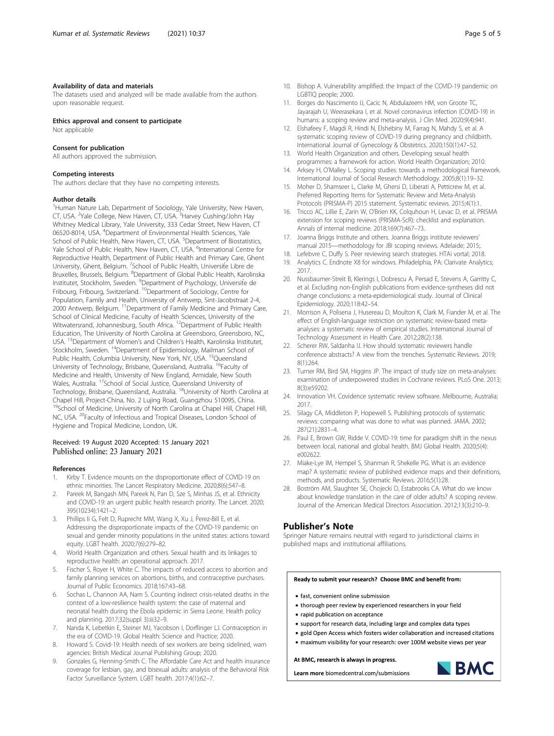#### Availability of data and materials

The datasets used and analyzed will be made available from the authors upon reasonable request.

#### Ethics approval and consent to participate

Not applicable

#### Consent for publication

All authors approved the submission.

#### Competing interests

The authors declare that they have no competing interests.

#### Author details

[1]Human Nature Lab, Department of Sociology, Yale University, New Haven, CT, USA. [2]Yale College, New Haven, CT, USA. [3]Harvey Cushing/John Hay Whitney Medical Library, Yale University, 333 Cedar Street, New Haven, CT 06520-8014, USA. [4]Department of Environmental Health Sciences, Yale School of Public Health, New Haven, CT, USA. [5]Department of Biostatistics, Yale School of Public Health, New Haven, CT, USA. [6]International Centre for Reproductive Health, Department of Public Health and Primary Care, Ghent University, Ghent, Belgium. [7]School of Public Health, Université Libre de Bruxelles, Brussels, Belgium. [8]Department of Global Public Health, Karolinska Institutet, Stockholm, Sweden. [9]Department of Psychology, Université de Fribourg, Fribourg, Switzerland. [10]Department of Sociology, Centre for Population, Family and Health, University of Antwerp, Sint-Jacobstraat 2-4, 2000 Antwerp, Belgium. [11]Department of Family Medicine and Primary Care, School of Clinical Medicine, Faculty of Health Sciences, University of the Witwatersrand, Johannesburg, South Africa. [12]Department of Public Health Education, The University of North Carolina at Greensboro, Greensboro, NC, USA. [13]Department of Women's and Children's Health, Karolinska Institutet, Stockholm, Sweden. [14]Department of Epidemiology, Mailman School of Public Health, Columbia University, New York, NY, USA. [15]Queensland University of Technology, Brisbane, Queensland, Australia. [16]Faculty of Medicine and Health, University of New England, Armidale, New South Wales, Australia. [17]School of Social Justice, Queensland University of Technology, Brisbane, Queensland, Australia. [18]University of North Carolina at Chapel Hill, Project-China, No. 2 Lujing Road, Guangzhou 510095, China. [19]School of Medicine, University of North Carolina at Chapel Hill, Chapel Hill, NC, USA. [20]Faculty of Infectious and Tropical Diseases, London School of Hygiene and Tropical Medicine, London, UK.

Received: 19 August 2020 Accepted: 15 January 2021
Published online: 23 January 2021

#### References

1. Kirby T. Evidence mounts on the disproportionate effect of COVID-19 on ethnic minorities. The Lancet Respiratory Medicine. 2020;8(6):547–8.
2. Pareek M, Bangash MN, Pareek N, Pan D, Sze S, Minhas JS, et al. Ethnicity and COVID-19: an urgent public health research priority. The Lancet. 2020; 395(10234):1421–2.
3. Phillips Ii G, Felt D, Ruprecht MM, Wang X, Xu J, Pérez-Bill E, et al. Addressing the disproportionate impacts of the COVID-19 pandemic on sexual and gender minority populations in the united states: actions toward equity. LGBT health. 2020;7(6):279–82.
4. World Health Organization and others. Sexual health and its linkages to reproductive health: an operational approach. 2017.
5. Fischer S, Royer H, White C. The impacts of reduced access to abortion and family planning services on abortions, births, and contraceptive purchases. Journal of Public Economics. 2018;167:43–68.
6. Sochas L, Channon AA, Nam S. Counting indirect crisis-related deaths in the context of a low-resilience health system: the case of maternal and neonatal health during the Ebola epidemic in Sierra Leone. Health policy and planning. 2017;32(suppl 3):iii32–9.
7. Nanda K, Lebetkin E, Steiner MJ, Yacobson I, Dorflinger LJ. Contraception in the era of COVID-19. Global Health: Science and Practice; 2020.
8. Howard S. Covid-19: Health needs of sex workers are being sidelined, warn agencies: British Medical Journal Publishing Group; 2020.
9. Gonzales G, Henning-Smith C. The Affordable Care Act and health insurance coverage for lesbian, gay, and bisexual adults: analysis of the Behavioral Risk Factor Surveillance System. LGBT health. 2017;4(1):62–7.
10. Bishop A. Vulnerability amplified: the Impact of the COVID-19 pandemic on LGBTIQ people; 2000.
11. Borges do Nascimento IJ, Cacic N, Abdulazeem HM, von Groote TC, Jayarajah U, Weerasekara I, et al. Novel coronavirus infection (COVID-19) in humans: a scoping review and meta-analysis. J Clin Med. 2020;9(4):941.
12. Elshafeey F, Magdi R, Hindi N, Elshebiny M, Farrag N, Mahdy S, et al. A systematic scoping review of COVID-19 during pregnancy and childbirth. International Journal of Gynecology & Obstetrics. 2020;150(1):47–52.
13. World Health Organization and others. Developing sexual health programmes: a framework for action. World Health Organization; 2010.
14. Arksey H, O'Malley L. Scoping studies: towards a methodological framework. International Journal of Social Research Methodology. 2005;8(1):19–32.
15. Moher D, Shamseer L, Clarke M, Ghersi D, Liberati A, Petticrew M, et al. Preferred Reporting Items for Systematic Review and Meta-Analysis Protocols (PRISMA-P) 2015 statement. Systematic reviews. 2015;4(1):1.
16. Tricco AC, Lillie E, Zarin W, O'Brien KK, Colquhoun H, Levac D, et al. PRISMA extension for scoping reviews (PRISMA-ScR): checklist and explanation. Annals of internal medicine. 2018;169(7):467–73.
17. Joanna Briggs Institute and others. Joanna Briggs institute reviewers' manual 2015—methodology for JBI scoping reviews. Adelaide; 2015;.
18. Lefebvre C, Duffy S. Peer reviewing search strategies. HTAi vortal; 2018.
19. Analytics C. Endnote X8 for windows. Philadelphia, PA: Clarivate Analytics; 2017.
20. Nussbaumer-Streit B, Klerings I, Dobrescu A, Persad E, Stevens A, Garritty C, et al. Excluding non-English publications from evidence-syntheses did not change conclusions: a meta-epidemiological study. Journal of Clinical Epidemiology. 2020;118:42–54.
21. Morrison A, Polisena J, Husereau D, Moulton K, Clark M, Fiander M, et al. The effect of English-language restriction on systematic review-based meta-analyses: a systematic review of empirical studies. International Journal of Technology Assessment in Health Care. 2012;28(2):138.
22. Scherer RW, Saldanha IJ. How should systematic reviewers handle conference abstracts? A view from the trenches. Systematic Reviews. 2019; 8(1):264.
23. Turner RM, Bird SM, Higgins JP. The impact of study size on meta-analyses: examination of underpowered studies in Cochrane reviews. PLoS One. 2013; 8(3):e59202.
24. Innovation VH. Covidence systematic review software. Melbourne, Australia; 2017.
25. Silagy CA, Middleton P, Hopewell S. Publishing protocols of systematic reviews: comparing what was done to what was planned. JAMA. 2002; 287(21):2831–4.
26. Paul E, Brown GW, Ridde V. COVID-19: time for paradigm shift in the nexus between local, national and global health. BMJ Global Health. 2020;5(4): e002622.
27. Miake-Lye IM, Hempel S, Shanman R, Shekelle PG. What is an evidence map? A systematic review of published evidence maps and their definitions, methods, and products. Systematic Reviews. 2016;5(1):28.
28. Boström AM, Slaughter SE, Chojecki D, Estabrooks CA. What do we know about knowledge translation in the care of older adults? A scoping review. Journal of the American Medical Directors Association. 2012;13(3):210–9.

## Publisher's Note

Springer Nature remains neutral with regard to jurisdictional claims in published maps and institutional affiliations.

**Ready to submit your research? Choose BMC and benefit from:**

- fast, convenient online submission
- thorough peer review by experienced researchers in your field
- rapid publication on acceptance
- support for research data, including large and complex data types
- gold Open Access which fosters wider collaboration and increased citations
- maximum visibility for your research: over 100M website views per year

**At BMC, research is always in progress.**

**Learn more** biomedcentral.com/submissions

BMC